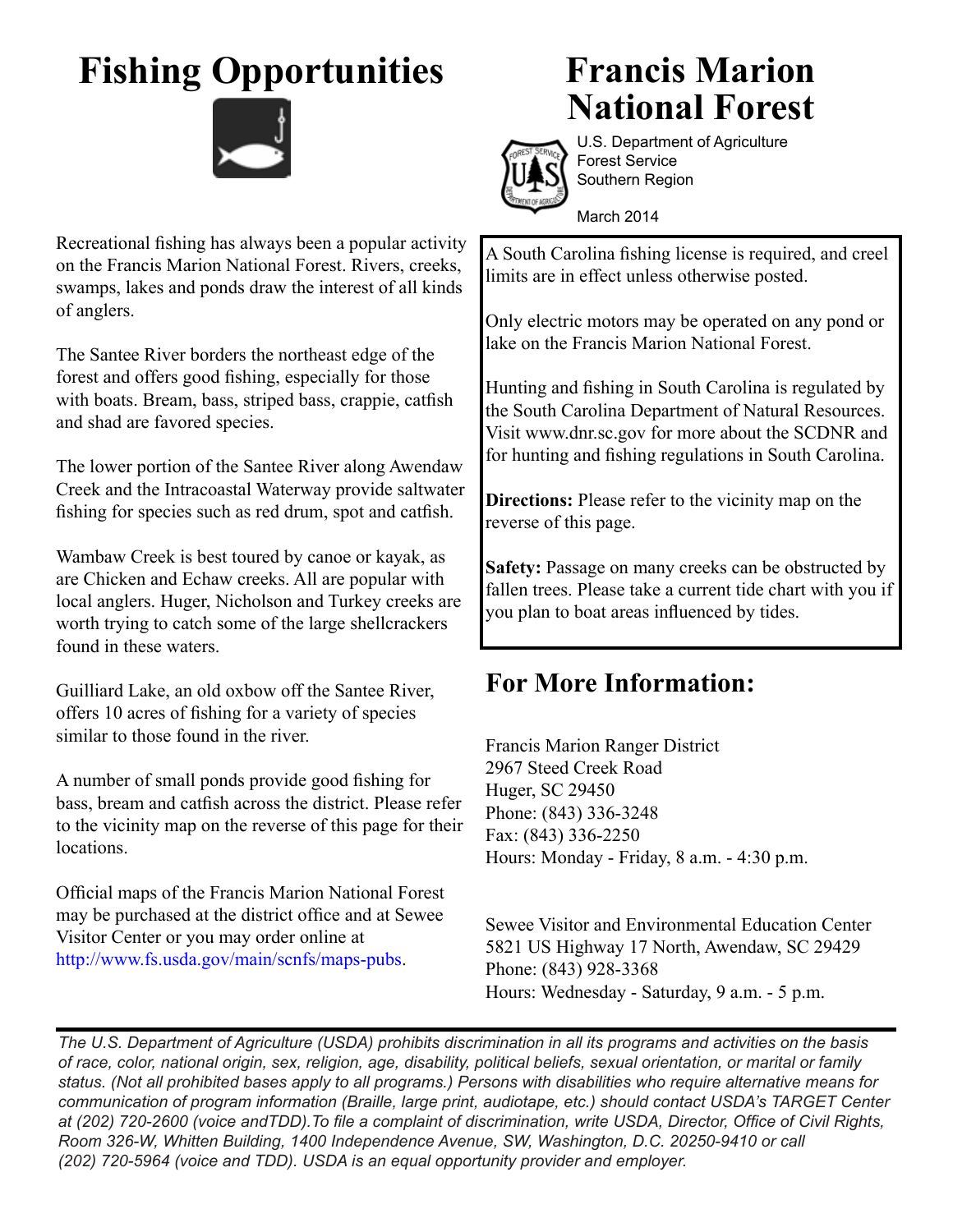# Fishing Opportunities

# Francis Marion National Forest

U.S. Department of Agriculture
Forest Service
Southern Region

March 2014

Recreational fishing has always been a popular activity on the Francis Marion National Forest. Rivers, creeks, swamps, lakes and ponds draw the interest of all kinds of anglers.

The Santee River borders the northeast edge of the forest and offers good fishing, especially for those with boats. Bream, bass, striped bass, crappie, catfish and shad are favored species.

The lower portion of the Santee River along Awendaw Creek and the Intracoastal Waterway provide saltwater fishing for species such as red drum, spot and catfish.

Wambaw Creek is best toured by canoe or kayak, as are Chicken and Echaw creeks. All are popular with local anglers. Huger, Nicholson and Turkey creeks are worth trying to catch some of the large shellcrackers found in these waters.

Guilliard Lake, an old oxbow off the Santee River, offers 10 acres of fishing for a variety of species similar to those found in the river.

A number of small ponds provide good fishing for bass, bream and catfish across the district. Please refer to the vicinity map on the reverse of this page for their locations.

Official maps of the Francis Marion National Forest may be purchased at the district office and at Sewee Visitor Center or you may order online at http://www.fs.usda.gov/main/scnfs/maps-pubs.

A South Carolina fishing license is required, and creel limits are in effect unless otherwise posted.

Only electric motors may be operated on any pond or lake on the Francis Marion National Forest.

Hunting and fishing in South Carolina is regulated by the South Carolina Department of Natural Resources. Visit www.dnr.sc.gov for more about the SCDNR and for hunting and fishing regulations in South Carolina.

**Directions:** Please refer to the vicinity map on the reverse of this page.

**Safety:** Passage on many creeks can be obstructed by fallen trees. Please take a current tide chart with you if you plan to boat areas influenced by tides.

## For More Information:

Francis Marion Ranger District
2967 Steed Creek Road
Huger, SC 29450
Phone: (843) 336-3248
Fax: (843) 336-2250
Hours: Monday - Friday, 8 a.m. - 4:30 p.m.

Sewee Visitor and Environmental Education Center
5821 US Highway 17 North, Awendaw, SC 29429
Phone: (843) 928-3368
Hours: Wednesday - Saturday, 9 a.m. - 5 p.m.

*The U.S. Department of Agriculture (USDA) prohibits discrimination in all its programs and activities on the basis of race, color, national origin, sex, religion, age, disability, political beliefs, sexual orientation, or marital or family status. (Not all prohibited bases apply to all programs.) Persons with disabilities who require alternative means for communication of program information (Braille, large print, audiotape, etc.) should contact USDA's TARGET Center at (202) 720-2600 (voice andTDD).To file a complaint of discrimination, write USDA, Director, Office of Civil Rights, Room 326-W, Whitten Building, 1400 Independence Avenue, SW, Washington, D.C. 20250-9410 or call (202) 720-5964 (voice and TDD). USDA is an equal opportunity provider and employer.*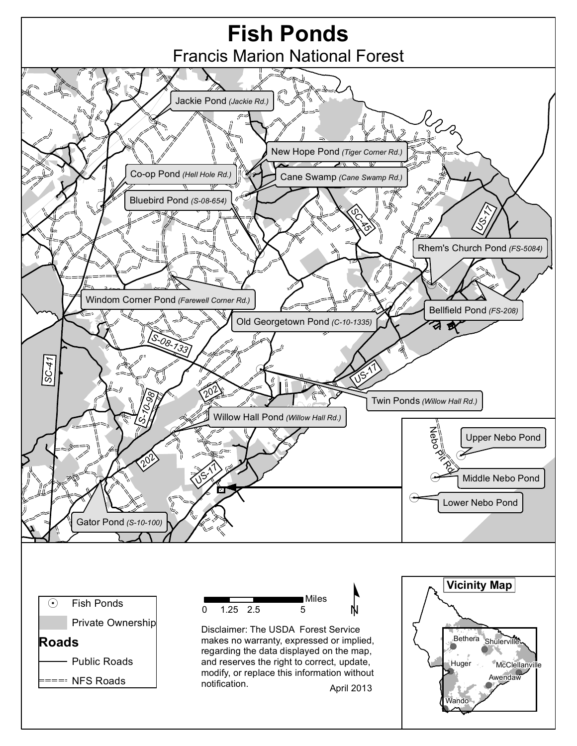# Fish Ponds

## Francis Marion National Forest

Jackie Pond *(Jackie Rd.)*

New Hope Pond *(Tiger Corner Rd.)*

Co-op Pond *(Hell Hole Rd.)*

Cane Swamp *(Cane Swamp Rd.)*

Bluebird Pond *(S-08-654)*

Rhem's Church Pond *(FS-5084)*

Windom Corner Pond *(Farewell Corner Rd.)*

Bellfield Pond *(FS-208)*

Old Georgetown Pond *(C-10-1335)*

Twin Ponds *(Willow Hall Rd.)*

Willow Hall Pond *(Willow Hall Rd.)*

Gator Pond *(S-10-100)*

Upper Nebo Pond

Middle Nebo Pond

Lower Nebo Pond

Nebo Pit Rd.

SC-45

US-17

SC-41

S-08-133

S-10-98

202

Fish Ponds

Private Ownership

**Roads**

Public Roads

NFS Roads

Miles

0 1.25 2.5 5

N

Disclaimer: The USDA Forest Service makes no warranty, expressed or implied, regarding the data displayed on the map, and reserves the right to correct, update, modify, or replace this information without notification.

April 2013

**Vicinity Map**

Bethera

Shulerville

Huger

McClellanville

Awendaw

Wando